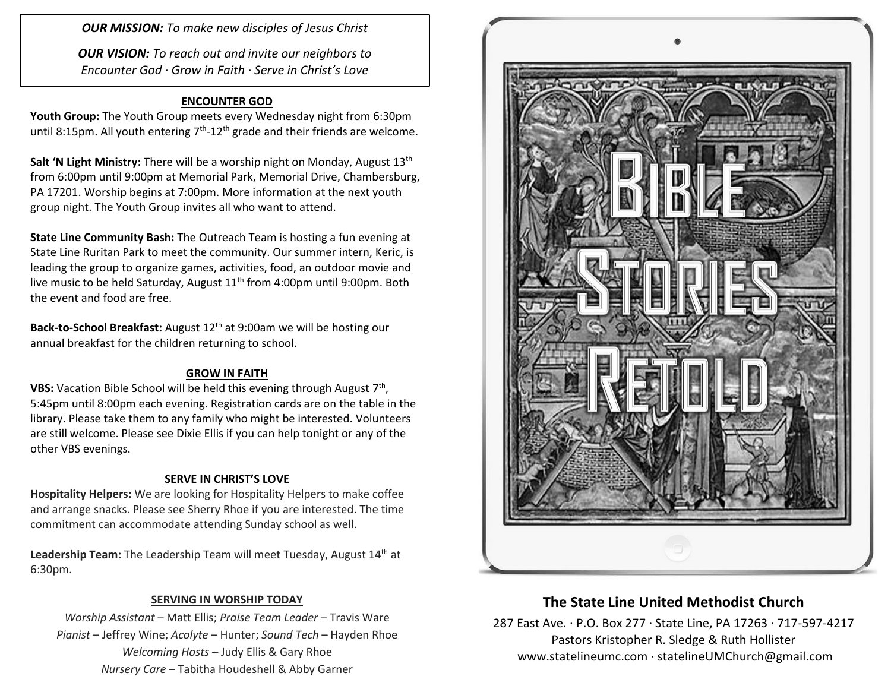***OUR MISSION:*** *To make new disciples of Jesus Christ*

***OUR VISION:*** *To reach out and invite our neighbors to Encounter God · Grow in Faith · Serve in Christ's Love*

## ENCOUNTER GOD

**Youth Group:** The Youth Group meets every Wednesday night from 6:30pm until 8:15pm. All youth entering 7th-12th grade and their friends are welcome.

**Salt 'N Light Ministry:** There will be a worship night on Monday, August 13th from 6:00pm until 9:00pm at Memorial Park, Memorial Drive, Chambersburg, PA 17201. Worship begins at 7:00pm. More information at the next youth group night. The Youth Group invites all who want to attend.

**State Line Community Bash:** The Outreach Team is hosting a fun evening at State Line Ruritan Park to meet the community. Our summer intern, Keric, is leading the group to organize games, activities, food, an outdoor movie and live music to be held Saturday, August 11th from 4:00pm until 9:00pm. Both the event and food are free.

**Back-to-School Breakfast:** August 12th at 9:00am we will be hosting our annual breakfast for the children returning to school.

## GROW IN FAITH

**VBS:** Vacation Bible School will be held this evening through August 7th, 5:45pm until 8:00pm each evening. Registration cards are on the table in the library. Please take them to any family who might be interested. Volunteers are still welcome. Please see Dixie Ellis if you can help tonight or any of the other VBS evenings.

## SERVE IN CHRIST'S LOVE

**Hospitality Helpers:** We are looking for Hospitality Helpers to make coffee and arrange snacks. Please see Sherry Rhoe if you are interested. The time commitment can accommodate attending Sunday school as well.

**Leadership Team:** The Leadership Team will meet Tuesday, August 14th at 6:30pm.

## SERVING IN WORSHIP TODAY

*Worship Assistant* – Matt Ellis; *Praise Team Leader* – Travis Ware
*Pianist* – Jeffrey Wine; *Acolyte* – Hunter; *Sound Tech* – Hayden Rhoe
*Welcoming Hosts* – Judy Ellis & Gary Rhoe
*Nursery Care* – Tabitha Houdeshell & Abby Garner

# BIBLE STORIES RETOLD

## The State Line United Methodist Church

287 East Ave. · P.O. Box 277 · State Line, PA 17263 · 717-597-4217
Pastors Kristopher R. Sledge & Ruth Hollister
www.statelineumc.com · statelineUMChurch@gmail.com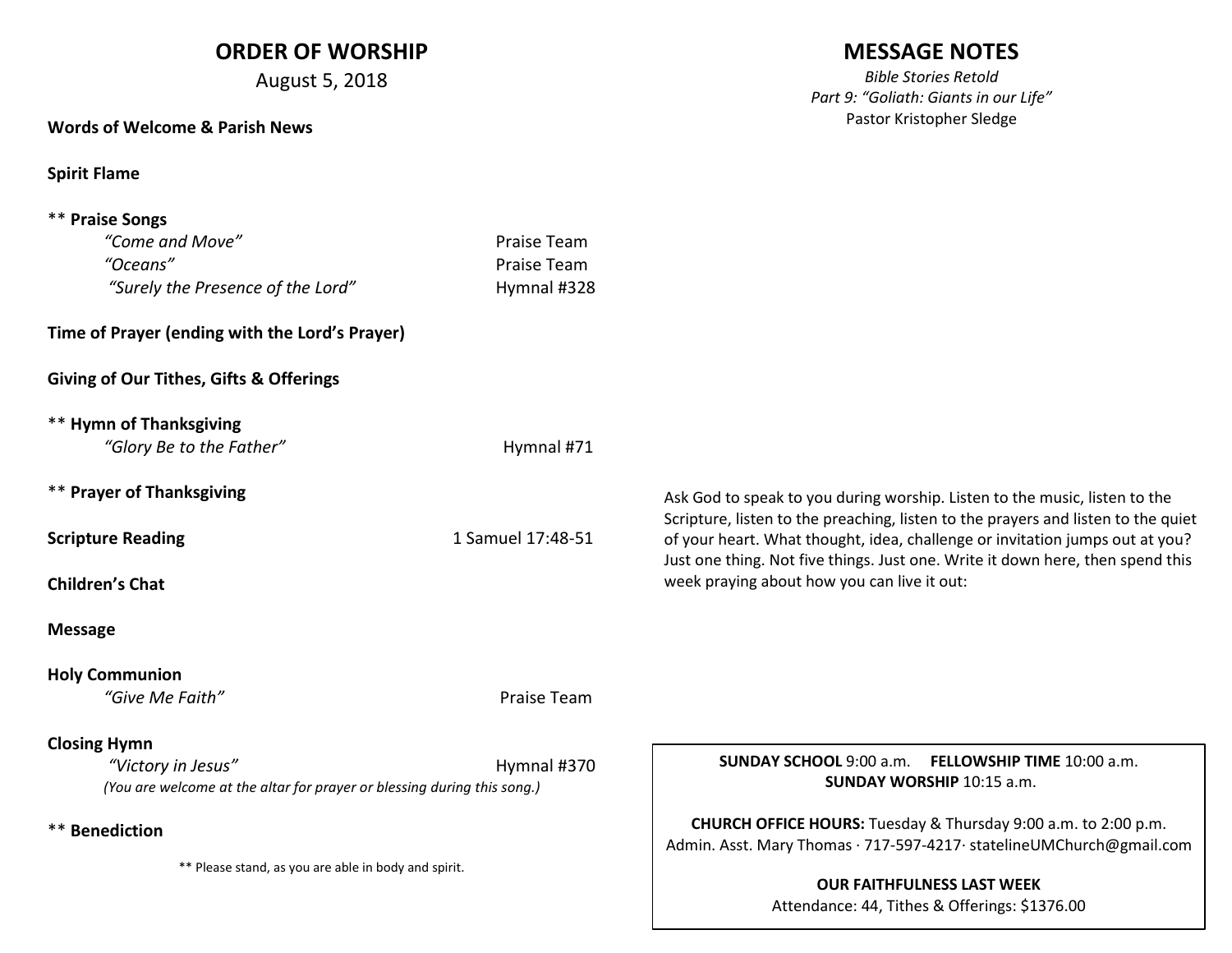## ORDER OF WORSHIP

August 5, 2018

**Words of Welcome & Parish News**

**Spirit Flame**

** **Praise Songs**

*"Come and Move"* — Praise Team
*"Oceans"* — Praise Team
*"Surely the Presence of the Lord"* — Hymnal #328

**Time of Prayer (ending with the Lord's Prayer)**

**Giving of Our Tithes, Gifts & Offerings**

** **Hymn of Thanksgiving**

*"Glory Be to the Father"* — Hymnal #71

** **Prayer of Thanksgiving**

**Scripture Reading** — 1 Samuel 17:48-51

**Children's Chat**

**Message**

**Holy Communion**

*"Give Me Faith"* — Praise Team

**Closing Hymn**

*"Victory in Jesus"* — Hymnal #370

*(You are welcome at the altar for prayer or blessing during this song.)*

** **Benediction**

** Please stand, as you are able in body and spirit.

## MESSAGE NOTES

*Bible Stories Retold*
*Part 9: "Goliath: Giants in our Life"*
Pastor Kristopher Sledge

Ask God to speak to you during worship. Listen to the music, listen to the Scripture, listen to the preaching, listen to the prayers and listen to the quiet of your heart. What thought, idea, challenge or invitation jumps out at you? Just one thing. Not five things. Just one. Write it down here, then spend this week praying about how you can live it out:

**SUNDAY SCHOOL** 9:00 a.m. **FELLOWSHIP TIME** 10:00 a.m.
**SUNDAY WORSHIP** 10:15 a.m.

**CHURCH OFFICE HOURS:** Tuesday & Thursday 9:00 a.m. to 2:00 p.m.
Admin. Asst. Mary Thomas · 717-597-4217· statelineUMChurch@gmail.com

**OUR FAITHFULNESS LAST WEEK**
Attendance: 44, Tithes & Offerings: $1376.00